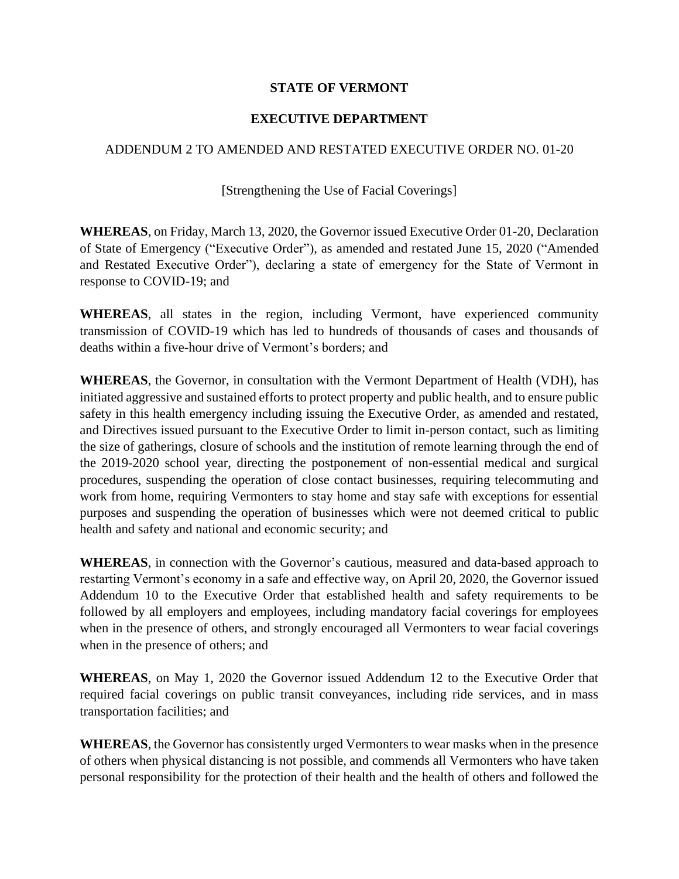**STATE OF VERMONT**

**EXECUTIVE DEPARTMENT**

ADDENDUM 2 TO AMENDED AND RESTATED EXECUTIVE ORDER NO. 01-20

[Strengthening the Use of Facial Coverings]

**WHEREAS**, on Friday, March 13, 2020, the Governor issued Executive Order 01-20, Declaration of State of Emergency ("Executive Order"), as amended and restated June 15, 2020 ("Amended and Restated Executive Order"), declaring a state of emergency for the State of Vermont in response to COVID-19; and

**WHEREAS**, all states in the region, including Vermont, have experienced community transmission of COVID-19 which has led to hundreds of thousands of cases and thousands of deaths within a five-hour drive of Vermont's borders; and

**WHEREAS**, the Governor, in consultation with the Vermont Department of Health (VDH), has initiated aggressive and sustained efforts to protect property and public health, and to ensure public safety in this health emergency including issuing the Executive Order, as amended and restated, and Directives issued pursuant to the Executive Order to limit in-person contact, such as limiting the size of gatherings, closure of schools and the institution of remote learning through the end of the 2019-2020 school year, directing the postponement of non-essential medical and surgical procedures, suspending the operation of close contact businesses, requiring telecommuting and work from home, requiring Vermonters to stay home and stay safe with exceptions for essential purposes and suspending the operation of businesses which were not deemed critical to public health and safety and national and economic security; and

**WHEREAS**, in connection with the Governor's cautious, measured and data-based approach to restarting Vermont's economy in a safe and effective way, on April 20, 2020, the Governor issued Addendum 10 to the Executive Order that established health and safety requirements to be followed by all employers and employees, including mandatory facial coverings for employees when in the presence of others, and strongly encouraged all Vermonters to wear facial coverings when in the presence of others; and

**WHEREAS**, on May 1, 2020 the Governor issued Addendum 12 to the Executive Order that required facial coverings on public transit conveyances, including ride services, and in mass transportation facilities; and

**WHEREAS**, the Governor has consistently urged Vermonters to wear masks when in the presence of others when physical distancing is not possible, and commends all Vermonters who have taken personal responsibility for the protection of their health and the health of others and followed the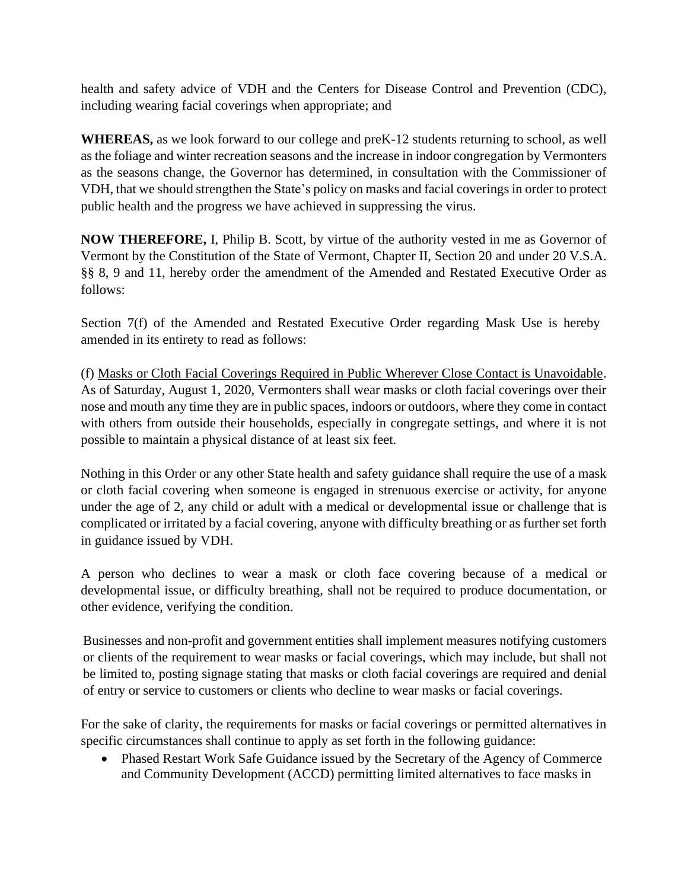health and safety advice of VDH and the Centers for Disease Control and Prevention (CDC), including wearing facial coverings when appropriate; and

**WHEREAS,** as we look forward to our college and preK-12 students returning to school, as well as the foliage and winter recreation seasons and the increase in indoor congregation by Vermonters as the seasons change, the Governor has determined, in consultation with the Commissioner of VDH, that we should strengthen the State's policy on masks and facial coverings in order to protect public health and the progress we have achieved in suppressing the virus.

**NOW THEREFORE,** I, Philip B. Scott, by virtue of the authority vested in me as Governor of Vermont by the Constitution of the State of Vermont, Chapter II, Section 20 and under 20 V.S.A. §§ 8, 9 and 11, hereby order the amendment of the Amended and Restated Executive Order as follows:

Section 7(f) of the Amended and Restated Executive Order regarding Mask Use is hereby amended in its entirety to read as follows:

(f) <u>Masks or Cloth Facial Coverings Required in Public Wherever Close Contact is Unavoidable</u>. As of Saturday, August 1, 2020, Vermonters shall wear masks or cloth facial coverings over their nose and mouth any time they are in public spaces, indoors or outdoors, where they come in contact with others from outside their households, especially in congregate settings, and where it is not possible to maintain a physical distance of at least six feet.

Nothing in this Order or any other State health and safety guidance shall require the use of a mask or cloth facial covering when someone is engaged in strenuous exercise or activity, for anyone under the age of 2, any child or adult with a medical or developmental issue or challenge that is complicated or irritated by a facial covering, anyone with difficulty breathing or as further set forth in guidance issued by VDH.

A person who declines to wear a mask or cloth face covering because of a medical or developmental issue, or difficulty breathing, shall not be required to produce documentation, or other evidence, verifying the condition.

Businesses and non-profit and government entities shall implement measures notifying customers or clients of the requirement to wear masks or facial coverings, which may include, but shall not be limited to, posting signage stating that masks or cloth facial coverings are required and denial of entry or service to customers or clients who decline to wear masks or facial coverings.

For the sake of clarity, the requirements for masks or facial coverings or permitted alternatives in specific circumstances shall continue to apply as set forth in the following guidance:

- Phased Restart Work Safe Guidance issued by the Secretary of the Agency of Commerce and Community Development (ACCD) permitting limited alternatives to face masks in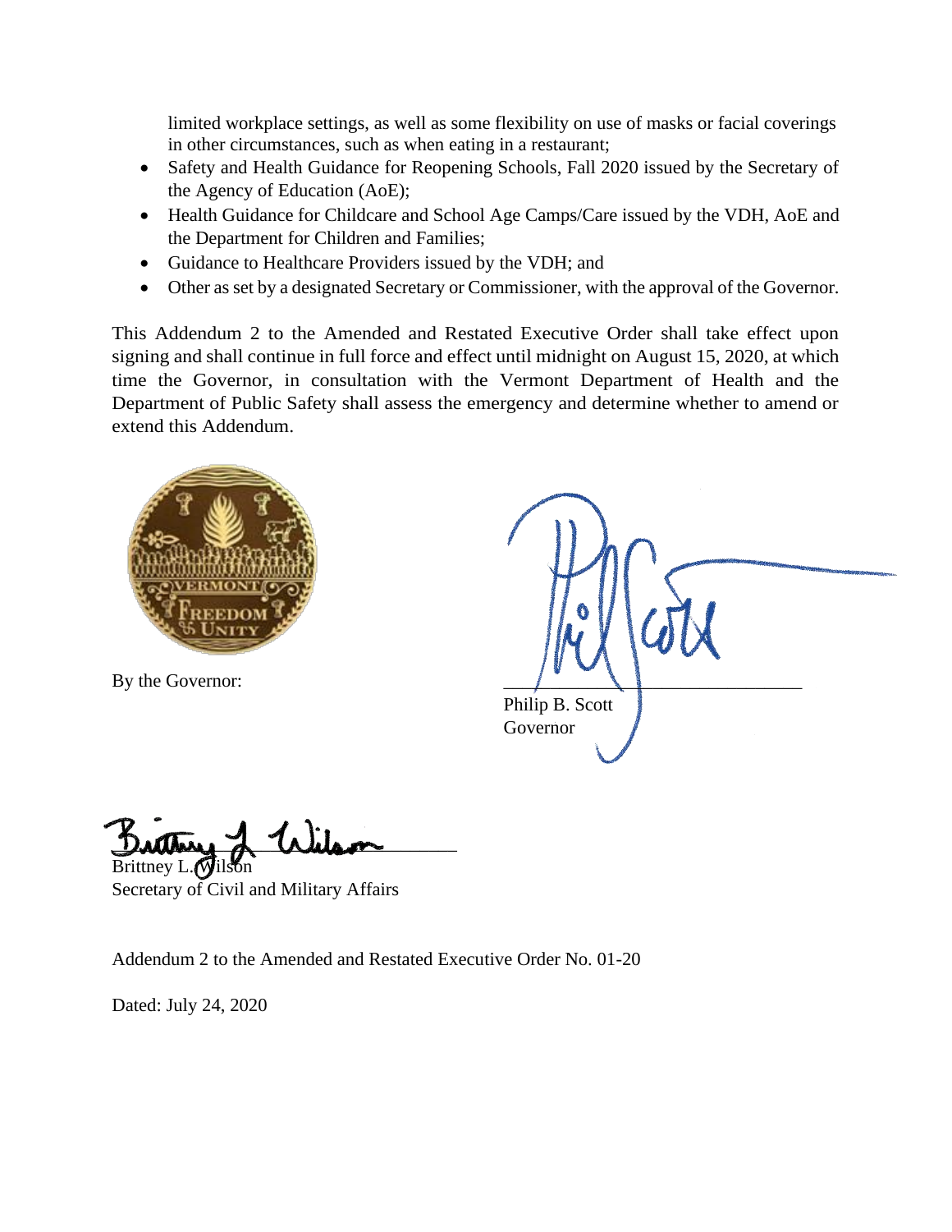limited workplace settings, as well as some flexibility on use of masks or facial coverings in other circumstances, such as when eating in a restaurant;

- Safety and Health Guidance for Reopening Schools, Fall 2020 issued by the Secretary of the Agency of Education (AoE);
- Health Guidance for Childcare and School Age Camps/Care issued by the VDH, AoE and the Department for Children and Families;
- Guidance to Healthcare Providers issued by the VDH; and
- Other as set by a designated Secretary or Commissioner, with the approval of the Governor.

This Addendum 2 to the Amended and Restated Executive Order shall take effect upon signing and shall continue in full force and effect until midnight on August 15, 2020, at which time the Governor, in consultation with the Vermont Department of Health and the Department of Public Safety shall assess the emergency and determine whether to amend or extend this Addendum.

By the Governor:

Philip B. Scott
Governor

Brittney L. Wilson
Secretary of Civil and Military Affairs

Addendum 2 to the Amended and Restated Executive Order No. 01-20

Dated: July 24, 2020